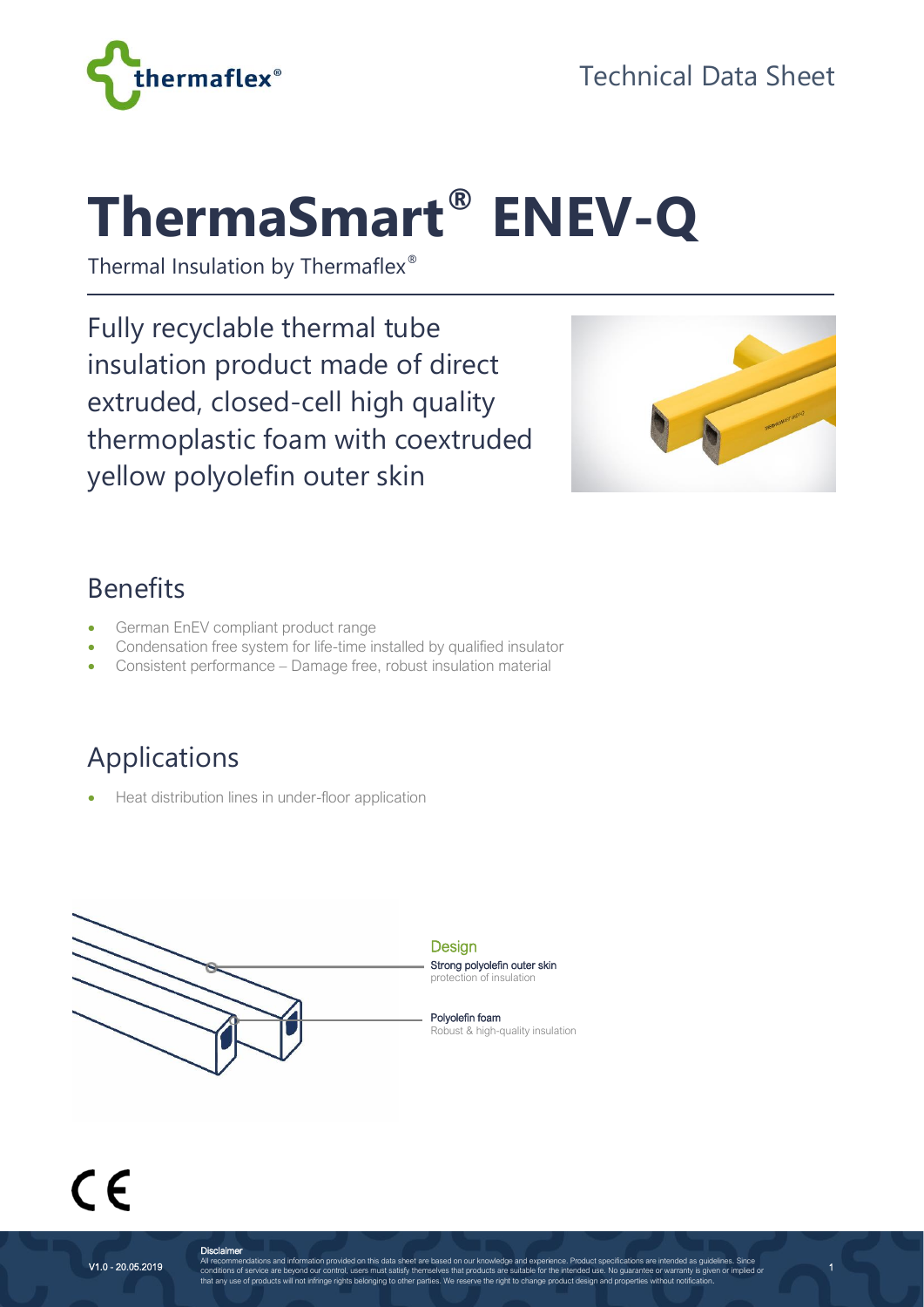Technical Data Sheet

# ThermaSmart® ENEV-Q

Thermal Insulation by Thermaflex®

Fully recyclable thermal tube insulation product made of direct extruded, closed-cell high quality thermoplastic foam with coextruded yellow polyolefin outer skin

## Benefits

- German EnEV compliant product range
- Condensation free system for life-time installed by qualified insulator
- Consistent performance – Damage free, robust insulation material

## Applications

- Heat distribution lines in under-floor application

### Design

**Strong polyolefin outer skin**
protection of insulation

**Polyolefin foam**
Robust & high-quality insulation

CE

V1.0 - 20.05.2019

**Disclaimer**
All recommendations and information provided on this data sheet are based on our knowledge and experience. Product specifications are intended as guidelines. Since conditions of service are beyond our control, users must satisfy themselves that products are suitable for the intended use. No guarantee or warranty is given or implied or that any use of products will not infringe rights belonging to other parties. We reserve the right to change product design and properties without notification.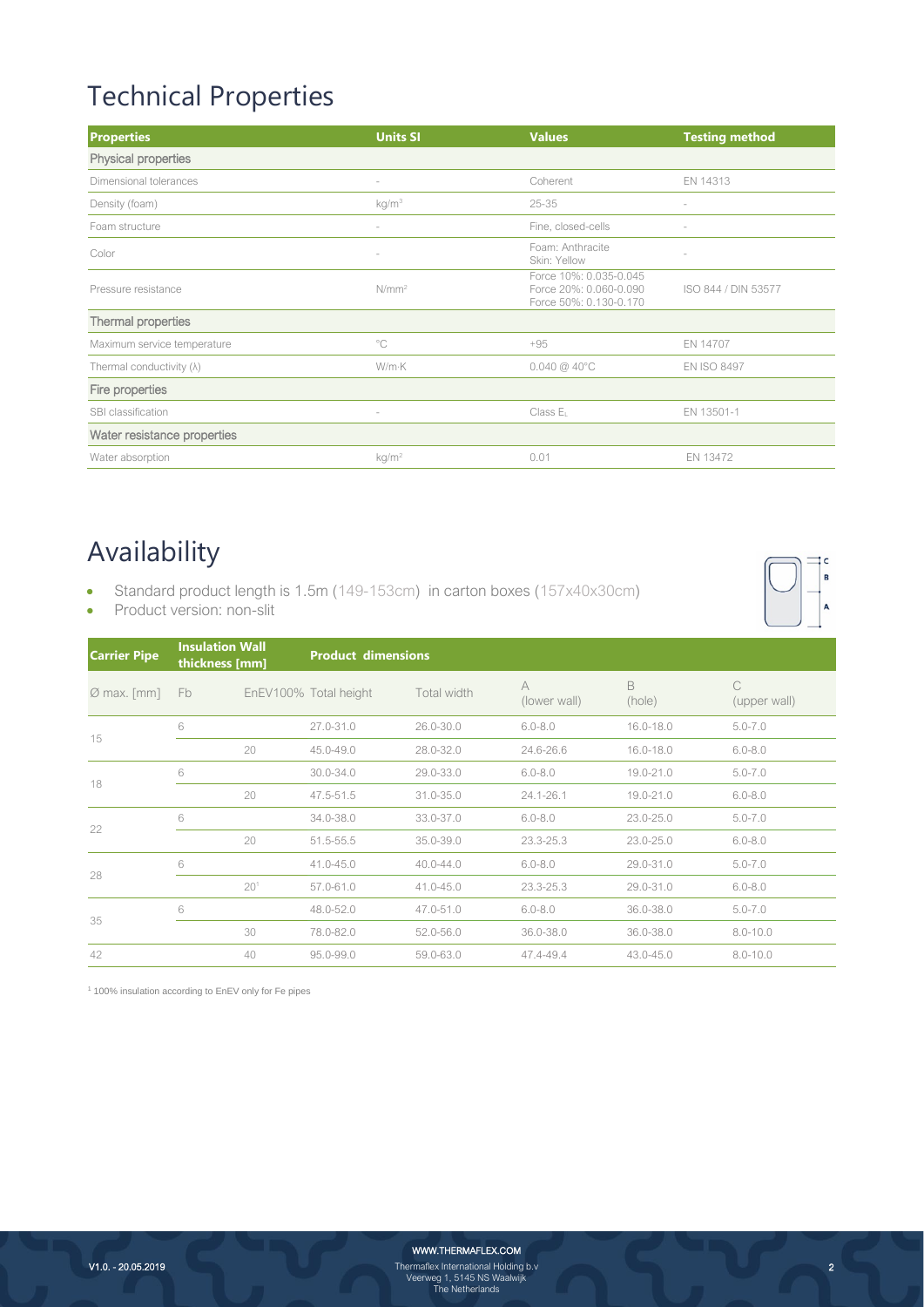# Technical Properties

| Properties | Units SI | Values | Testing method |
|---|---|---|---|
| Physical properties | | | |
| Dimensional tolerances | - | Coherent | EN 14313 |
| Density (foam) | $kg/m^3$ | 25-35 | - |
| Foam structure | - | Fine, closed-cells | - |
| Color | - | Foam: Anthracite<br>Skin: Yellow | - |
| Pressure resistance | $N/mm^2$ | Force 10%: 0.035-0.045<br>Force 20%: 0.060-0.090<br>Force 50%: 0.130-0.170 | ISO 844 / DIN 53577 |
| Thermal properties | | | |
| Maximum service temperature | °C | +95 | EN 14707 |
| Thermal conductivity (λ) | W/m·K | 0.040 @ 40°C | EN ISO 8497 |
| Fire properties | | | |
| SBI classification | - | Class $E_L$ | EN 13501-1 |
| Water resistance properties | | | |
| Water absorption | $kg/m^2$ | 0.01 | EN 13472 |

# Availability

- Standard product length is 1.5m (149-153cm) in carton boxes (157x40x30cm)
- Product version: non-slit

| Carrier Pipe | Insulation Wall thickness [mm] | | Product dimensions | | | | |
|---|---|---|---|---|---|---|---|
| Ø max. [mm] | Fb | EnEV100% | Total height | Total width | A (lower wall) | B (hole) | C (upper wall) |
| 15 | 6 | | 27.0-31.0 | 26.0-30.0 | 6.0-8.0 | 16.0-18.0 | 5.0-7.0 |
| | | 20 | 45.0-49.0 | 28.0-32.0 | 24.6-26.6 | 16.0-18.0 | 6.0-8.0 |
| 18 | 6 | | 30.0-34.0 | 29.0-33.0 | 6.0-8.0 | 19.0-21.0 | 5.0-7.0 |
| | | 20 | 47.5-51.5 | 31.0-35.0 | 24.1-26.1 | 19.0-21.0 | 6.0-8.0 |
| 22 | 6 | | 34.0-38.0 | 33.0-37.0 | 6.0-8.0 | 23.0-25.0 | 5.0-7.0 |
| | | 20 | 51.5-55.5 | 35.0-39.0 | 23.3-25.3 | 23.0-25.0 | 6.0-8.0 |
| 28 | 6 | | 41.0-45.0 | 40.0-44.0 | 6.0-8.0 | 29.0-31.0 | 5.0-7.0 |
| | | 20[1] | 57.0-61.0 | 41.0-45.0 | 23.3-25.3 | 29.0-31.0 | 6.0-8.0 |
| 35 | 6 | | 48.0-52.0 | 47.0-51.0 | 6.0-8.0 | 36.0-38.0 | 5.0-7.0 |
| | | 30 | 78.0-82.0 | 52.0-56.0 | 36.0-38.0 | 36.0-38.0 | 8.0-10.0 |
| 42 | | 40 | 95.0-99.0 | 59.0-63.0 | 47.4-49.4 | 43.0-45.0 | 8.0-10.0 |

[1] 100% insulation according to EnEV only for Fe pipes